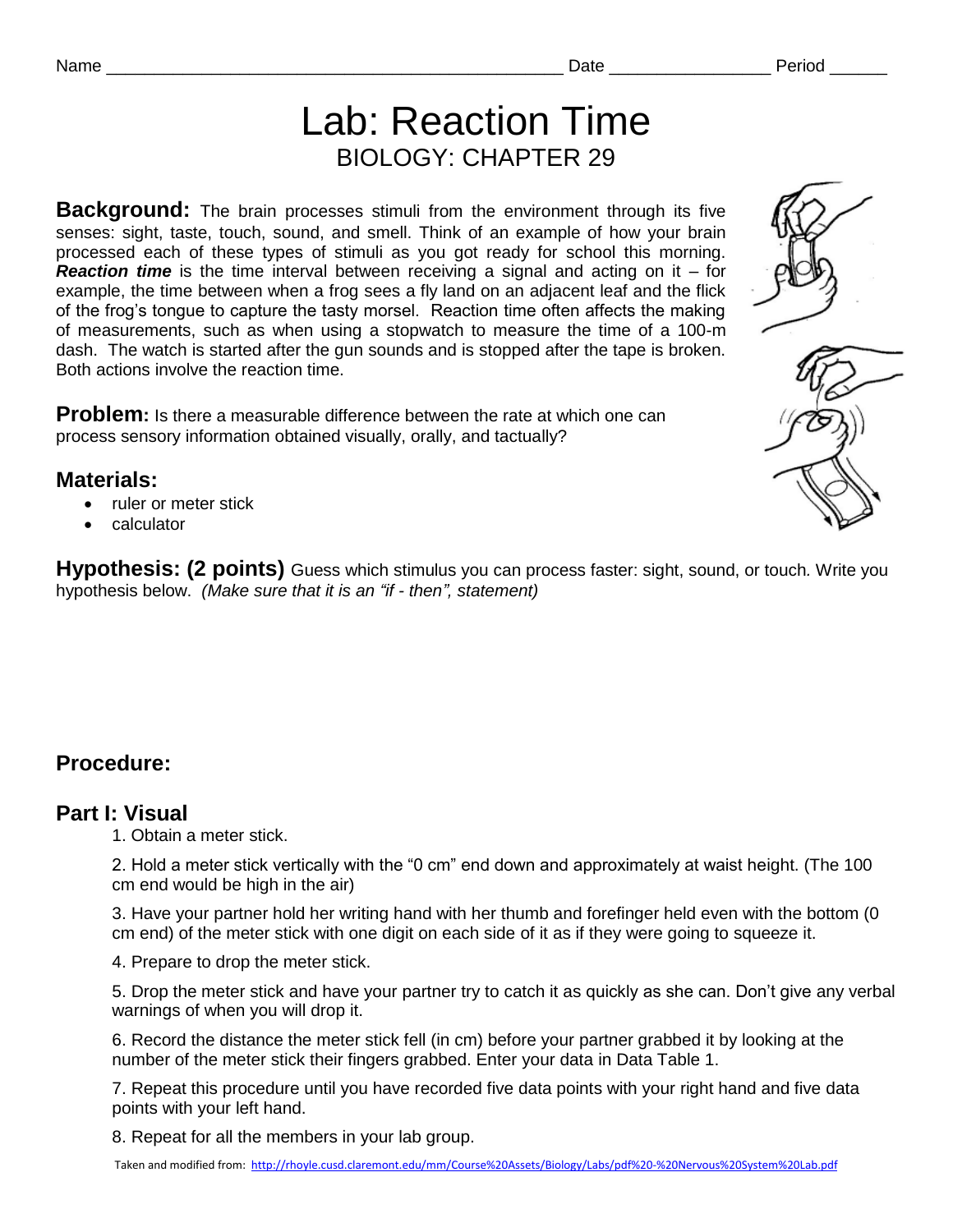Name ______________________________________________ Date ________________ Period ______

# Lab: Reaction Time

## BIOLOGY: CHAPTER 29

**Background:** The brain processes stimuli from the environment through its five senses: sight, taste, touch, sound, and smell. Think of an example of how your brain processed each of these types of stimuli as you got ready for school this morning. ***Reaction time*** is the time interval between receiving a signal and acting on it – for example, the time between when a frog sees a fly land on an adjacent leaf and the flick of the frog's tongue to capture the tasty morsel. Reaction time often affects the making of measurements, such as when using a stopwatch to measure the time of a 100-m dash. The watch is started after the gun sounds and is stopped after the tape is broken. Both actions involve the reaction time.

**Problem:** Is there a measurable difference between the rate at which one can process sensory information obtained visually, orally, and tactually?

### Materials:

- ruler or meter stick
- calculator

**Hypothesis: (2 points)** Guess which stimulus you can process faster: sight, sound, or touch. Write you hypothesis below. *(Make sure that it is an "if - then", statement)*

### Procedure:

### Part I: Visual

1. Obtain a meter stick.

2. Hold a meter stick vertically with the "0 cm" end down and approximately at waist height. (The 100 cm end would be high in the air)

3. Have your partner hold her writing hand with her thumb and forefinger held even with the bottom (0 cm end) of the meter stick with one digit on each side of it as if they were going to squeeze it.

4. Prepare to drop the meter stick.

5. Drop the meter stick and have your partner try to catch it as quickly as she can. Don't give any verbal warnings of when you will drop it.

6. Record the distance the meter stick fell (in cm) before your partner grabbed it by looking at the number of the meter stick their fingers grabbed. Enter your data in Data Table 1.

7. Repeat this procedure until you have recorded five data points with your right hand and five data points with your left hand.

8. Repeat for all the members in your lab group.

Taken and modified from: http://rhoyle.cusd.claremont.edu/mm/Course%20Assets/Biology/Labs/pdf%20-%20Nervous%20System%20Lab.pdf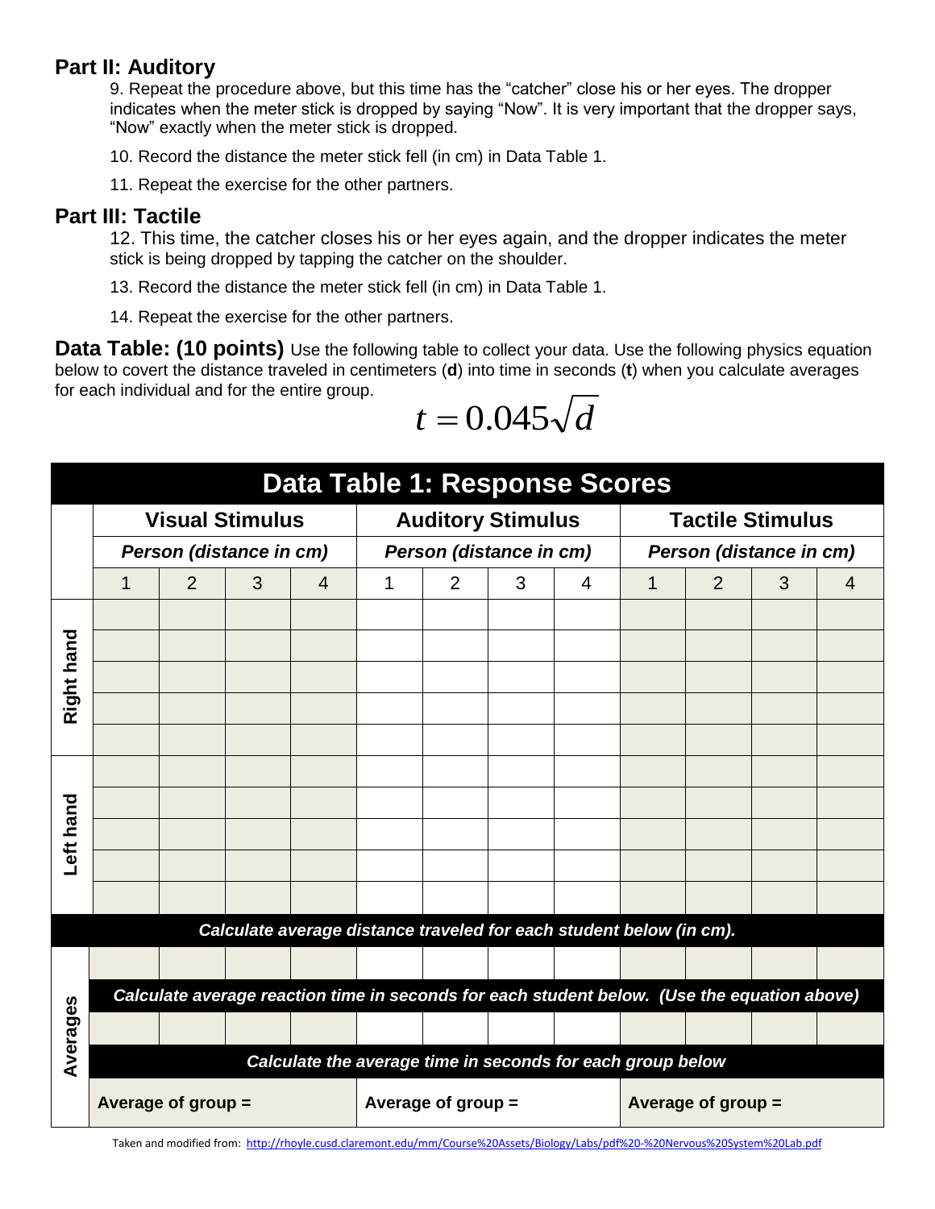## Part II: Auditory

9. Repeat the procedure above, but this time has the “catcher” close his or her eyes. The dropper indicates when the meter stick is dropped by saying “Now”. It is very important that the dropper says, “Now” exactly when the meter stick is dropped.

10. Record the distance the meter stick fell (in cm) in Data Table 1.

11. Repeat the exercise for the other partners.

## Part III: Tactile

12. This time, the catcher closes his or her eyes again, and the dropper indicates the meter stick is being dropped by tapping the catcher on the shoulder.

13. Record the distance the meter stick fell (in cm) in Data Table 1.

14. Repeat the exercise for the other partners.

**Data Table: (10 points)** Use the following table to collect your data. Use the following physics equation below to covert the distance traveled in centimeters (**d**) into time in seconds (**t**) when you calculate averages for each individual and for the entire group.

$$t = 0.045\sqrt{d}$$

| Data Table 1: Response Scores | | | | | | | | | | | | |
|---|---|---|---|---|---|---|---|---|---|---|---|---|
| | **Visual Stimulus** | | | | **Auditory Stimulus** | | | | **Tactile Stimulus** | | | |
| | ***Person (distance in cm)*** | | | | ***Person (distance in cm)*** | | | | ***Person (distance in cm)*** | | | |
| | 1 | 2 | 3 | 4 | 1 | 2 | 3 | 4 | 1 | 2 | 3 | 4 |
| **Right hand** | | | | | | | | | | | | |
| | | | | | | | | | | | | |
| | | | | | | | | | | | | |
| | | | | | | | | | | | | |
| | | | | | | | | | | | | |
| **Left hand** | | | | | | | | | | | | |
| | | | | | | | | | | | | |
| | | | | | | | | | | | | |
| | | | | | | | | | | | | |
| | | | | | | | | | | | | |
| ***Calculate average distance traveled for each student below (in cm).*** | | | | | | | | | | | | |
| **Averages** | | | | | | | | | | | | |
| ***Calculate average reaction time in seconds for each student below. (Use the equation above)*** | | | | | | | | | | | | |
| | | | | | | | | | | | | |
| ***Calculate the average time in seconds for each group below*** | | | | | | | | | | | | |
| | **Average of group =** | | | | **Average of group =** | | | | **Average of group =** | | | |

Taken and modified from: http://rhoyle.cusd.claremont.edu/mm/Course%20Assets/Biology/Labs/pdf%20-%20Nervous%20System%20Lab.pdf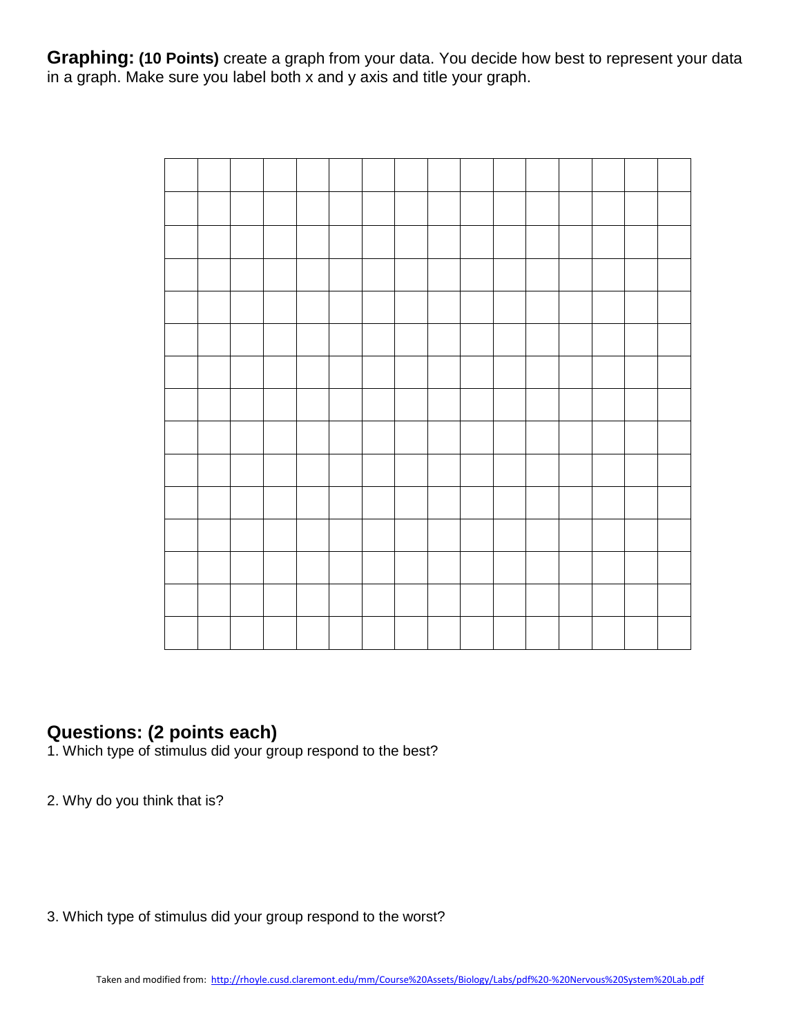**Graphing: (10 Points)** create a graph from your data. You decide how best to represent your data in a graph. Make sure you label both x and y axis and title your graph.

## Questions: (2 points each)

1. Which type of stimulus did your group respond to the best?

2. Why do you think that is?

3. Which type of stimulus did your group respond to the worst?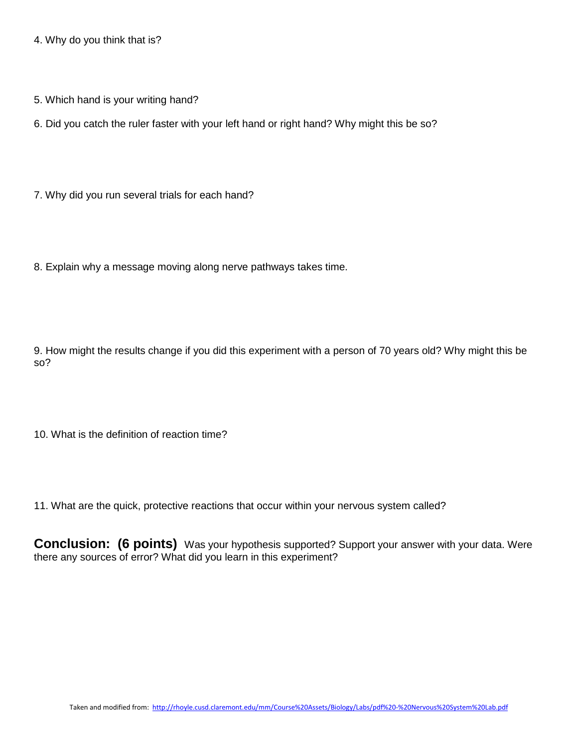4. Why do you think that is?

5. Which hand is your writing hand?

6. Did you catch the ruler faster with your left hand or right hand? Why might this be so?

7. Why did you run several trials for each hand?

8. Explain why a message moving along nerve pathways takes time.

9. How might the results change if you did this experiment with a person of 70 years old? Why might this be so?

10. What is the definition of reaction time?

11. What are the quick, protective reactions that occur within your nervous system called?

**Conclusion: (6 points)** Was your hypothesis supported? Support your answer with your data. Were there any sources of error? What did you learn in this experiment?

Taken and modified from: http://rhoyle.cusd.claremont.edu/mm/Course%20Assets/Biology/Labs/pdf%20-%20Nervous%20System%20Lab.pdf